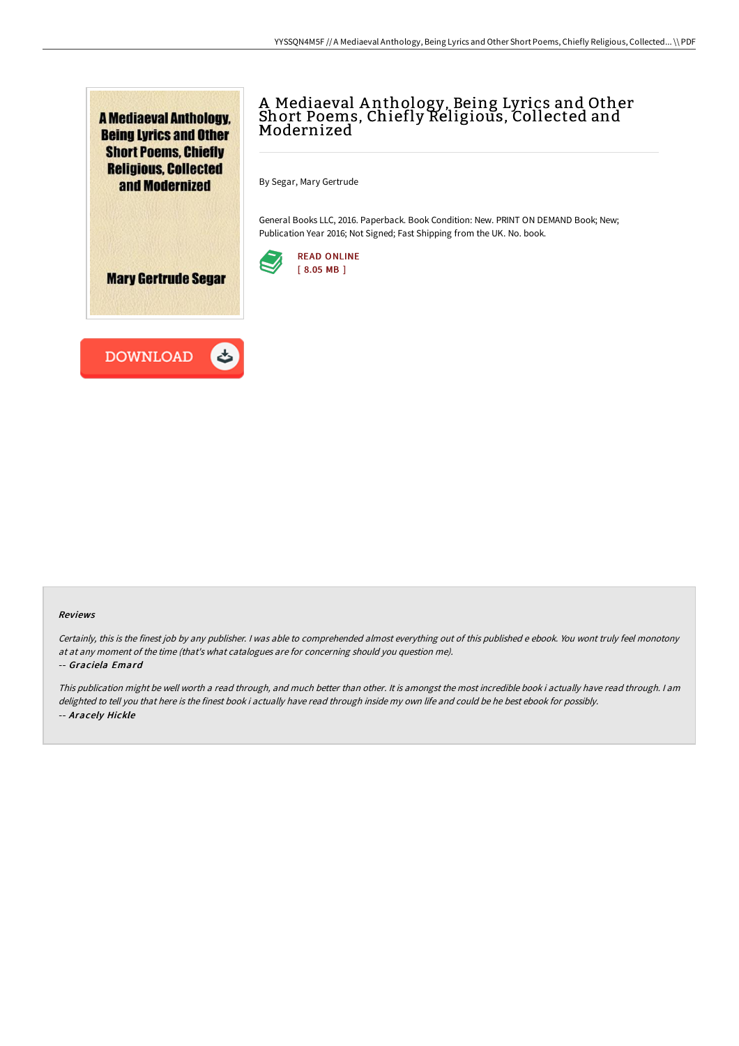# A Mediaeval Anthology, Being Lyrics and Other Short Poems, Chiefly Religious, Collected and Modernized

By Segar, Mary Gertrude

General Books LLC, 2016. Paperback. Book Condition: New. PRINT ON DEMAND Book; New; Publication Year 2016; Not Signed; Fast Shipping from the UK. No. book.

READ ONLINE
[ 8.05 MB ]

DOWNLOAD

### Reviews

*Certainly, this is the finest job by any publisher. I was able to comprehend almost everything out of this published e ebook. You wont truly feel monotony at at any moment of the time (that's what catalogues are for concerning should you question me).*

*-- Graciela Emard*

*This publication might be well worth a read through, and much better than other. It is amongst the most incredible book i actually have read through. I am delighted to tell you that here is the finest book i actually have read through inside my own life and could be he best ebook for possibly.*

*-- Aracely Hickle*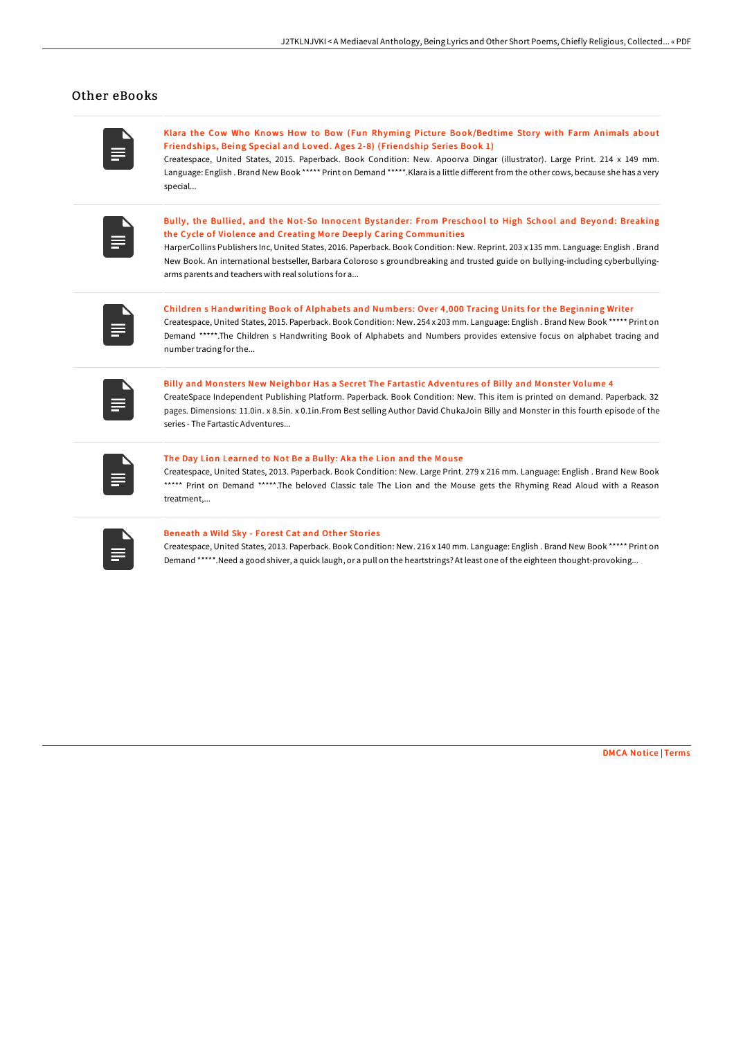## Other eBooks

**Klara the Cow Who Knows How to Bow (Fun Rhyming Picture Book/Bedtime Story with Farm Animals about Friendships, Being Special and Loved. Ages 2-8) (Friendship Series Book 1)**

Createspace, United States, 2015. Paperback. Book Condition: New. Apoorva Dingar (illustrator). Large Print. 214 x 149 mm. Language: English . Brand New Book ***** Print on Demand *****.Klara is a little different from the other cows, because she has a very special...

**Bully, the Bullied, and the Not-So Innocent Bystander: From Preschool to High School and Beyond: Breaking the Cycle of Violence and Creating More Deeply Caring Communities**

HarperCollins Publishers Inc, United States, 2016. Paperback. Book Condition: New. Reprint. 203 x 135 mm. Language: English . Brand New Book. An international bestseller, Barbara Coloroso s groundbreaking and trusted guide on bullying-including cyberbullying-arms parents and teachers with real solutions for a...

**Children s Handwriting Book of Alphabets and Numbers: Over 4,000 Tracing Units for the Beginning Writer**

Createspace, United States, 2015. Paperback. Book Condition: New. 254 x 203 mm. Language: English . Brand New Book ***** Print on Demand *****.The Children s Handwriting Book of Alphabets and Numbers provides extensive focus on alphabet tracing and number tracing for the...

**Billy and Monsters New Neighbor Has a Secret The Fartastic Adventures of Billy and Monster Volume 4**

CreateSpace Independent Publishing Platform. Paperback. Book Condition: New. This item is printed on demand. Paperback. 32 pages. Dimensions: 11.0in. x 8.5in. x 0.1in.From Best selling Author David ChukaJoin Billy and Monster in this fourth episode of the series - The Fartastic Adventures...

**The Day Lion Learned to Not Be a Bully: Aka the Lion and the Mouse**

Createspace, United States, 2013. Paperback. Book Condition: New. Large Print. 279 x 216 mm. Language: English . Brand New Book ***** Print on Demand *****.The beloved Classic tale The Lion and the Mouse gets the Rhyming Read Aloud with a Reason treatment,...

**Beneath a Wild Sky - Forest Cat and Other Stories**

Createspace, United States, 2013. Paperback. Book Condition: New. 216 x 140 mm. Language: English . Brand New Book ***** Print on Demand *****.Need a good shiver, a quick laugh, or a pull on the heartstrings? At least one of the eighteen thought-provoking...

DMCA Notice | Terms